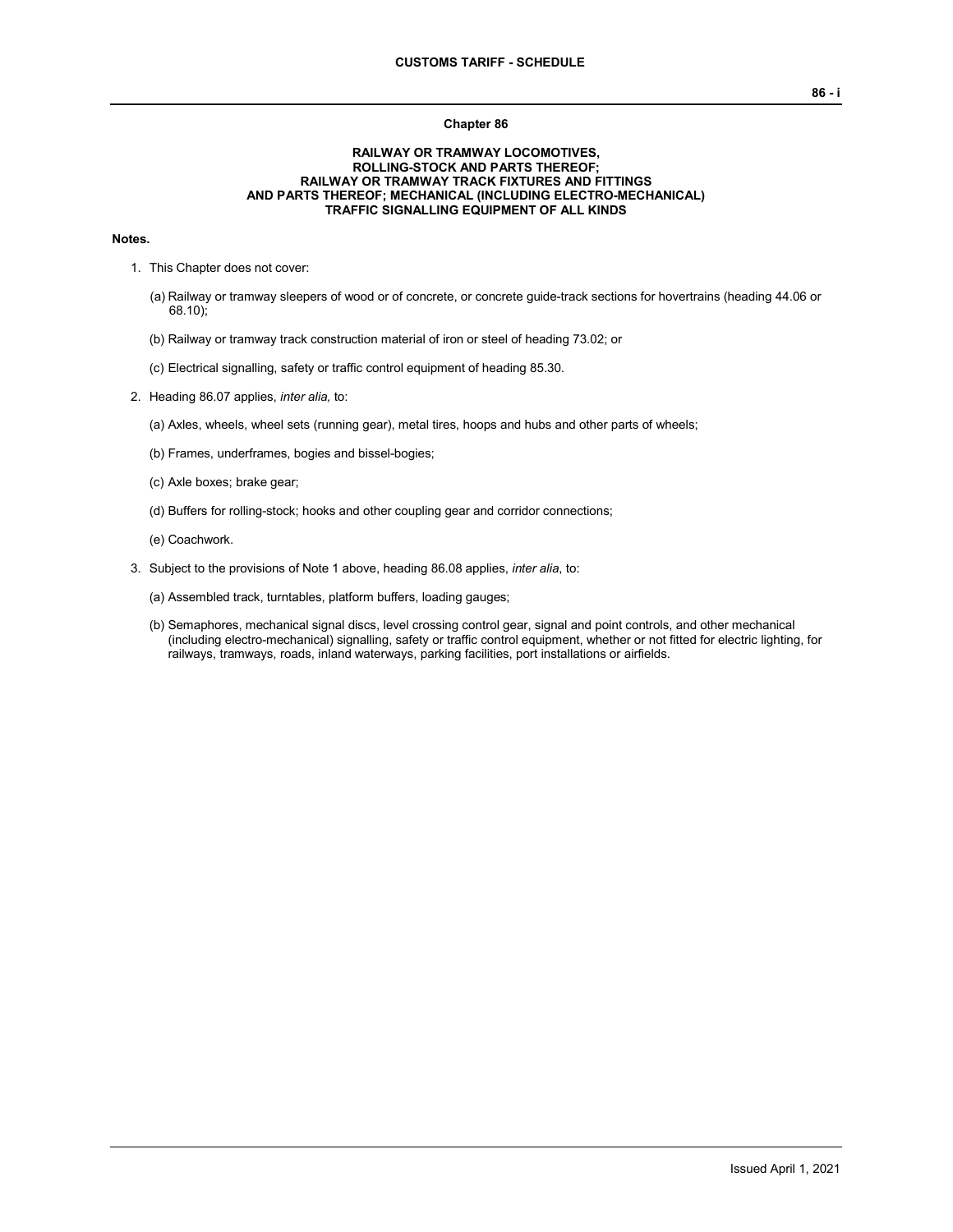# Chapter 86

## RAILWAY OR TRAMWAY LOCOMOTIVES, ROLLING-STOCK AND PARTS THEREOF; RAILWAY OR TRAMWAY TRACK FIXTURES AND FITTINGS AND PARTS THEREOF; MECHANICAL (INCLUDING ELECTRO-MECHANICAL) TRAFFIC SIGNALLING EQUIPMENT OF ALL KINDS

**Notes.**

1. This Chapter does not cover:

   (a) Railway or tramway sleepers of wood or of concrete, or concrete guide-track sections for hovertrains (heading 44.06 or 68.10);

   (b) Railway or tramway track construction material of iron or steel of heading 73.02; or

   (c) Electrical signalling, safety or traffic control equipment of heading 85.30.

2. Heading 86.07 applies, *inter alia,* to:

   (a) Axles, wheels, wheel sets (running gear), metal tires, hoops and hubs and other parts of wheels;

   (b) Frames, underframes, bogies and bissel-bogies;

   (c) Axle boxes; brake gear;

   (d) Buffers for rolling-stock; hooks and other coupling gear and corridor connections;

   (e) Coachwork.

3. Subject to the provisions of Note 1 above, heading 86.08 applies, *inter alia*, to:

   (a) Assembled track, turntables, platform buffers, loading gauges;

   (b) Semaphores, mechanical signal discs, level crossing control gear, signal and point controls, and other mechanical (including electro-mechanical) signalling, safety or traffic control equipment, whether or not fitted for electric lighting, for railways, tramways, roads, inland waterways, parking facilities, port installations or airfields.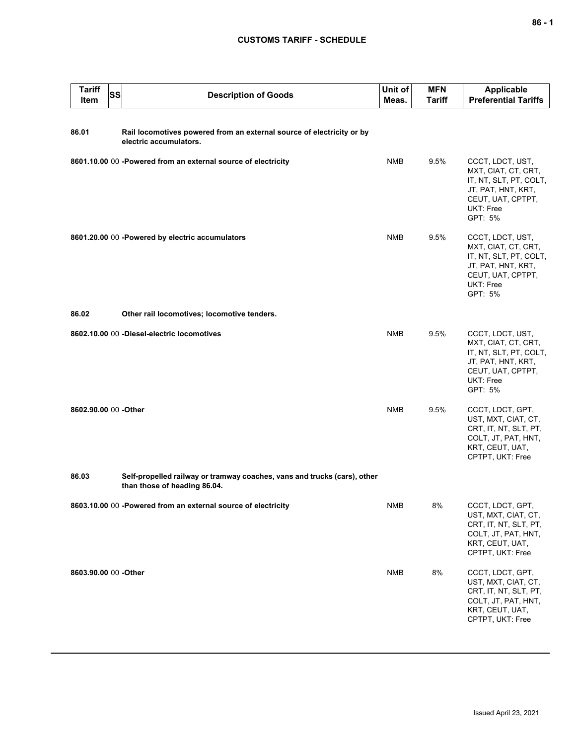## CUSTOMS TARIFF - SCHEDULE

| Tariff Item | SS | Description of Goods | Unit of Meas. | MFN Tariff | Applicable Preferential Tariffs |
|---|---|---|---|---|---|
| 86.01 | | **Rail locomotives powered from an external source of electricity or by electric accumulators.** | | | |
| **8601.10.00** | 00 | **-Powered from an external source of electricity** | NMB | 9.5% | CCCT, LDCT, UST, MXT, CIAT, CT, CRT, IT, NT, SLT, PT, COLT, JT, PAT, HNT, KRT, CEUT, UAT, CPTPT, UKT: Free<br>GPT: 5% |
| **8601.20.00** | 00 | **-Powered by electric accumulators** | NMB | 9.5% | CCCT, LDCT, UST, MXT, CIAT, CT, CRT, IT, NT, SLT, PT, COLT, JT, PAT, HNT, KRT, CEUT, UAT, CPTPT, UKT: Free<br>GPT: 5% |
| 86.02 | | **Other rail locomotives; locomotive tenders.** | | | |
| **8602.10.00** | 00 | **-Diesel-electric locomotives** | NMB | 9.5% | CCCT, LDCT, UST, MXT, CIAT, CT, CRT, IT, NT, SLT, PT, COLT, JT, PAT, HNT, KRT, CEUT, UAT, CPTPT, UKT: Free<br>GPT: 5% |
| **8602.90.00** | 00 | **-Other** | NMB | 9.5% | CCCT, LDCT, GPT, UST, MXT, CIAT, CT, CRT, IT, NT, SLT, PT, COLT, JT, PAT, HNT, KRT, CEUT, UAT, CPTPT, UKT: Free |
| 86.03 | | **Self-propelled railway or tramway coaches, vans and trucks (cars), other than those of heading 86.04.** | | | |
| **8603.10.00** | 00 | **-Powered from an external source of electricity** | NMB | 8% | CCCT, LDCT, GPT, UST, MXT, CIAT, CT, CRT, IT, NT, SLT, PT, COLT, JT, PAT, HNT, KRT, CEUT, UAT, CPTPT, UKT: Free |
| **8603.90.00** | 00 | **-Other** | NMB | 8% | CCCT, LDCT, GPT, UST, MXT, CIAT, CT, CRT, IT, NT, SLT, PT, COLT, JT, PAT, HNT, KRT, CEUT, UAT, CPTPT, UKT: Free |

Issued April 23, 2021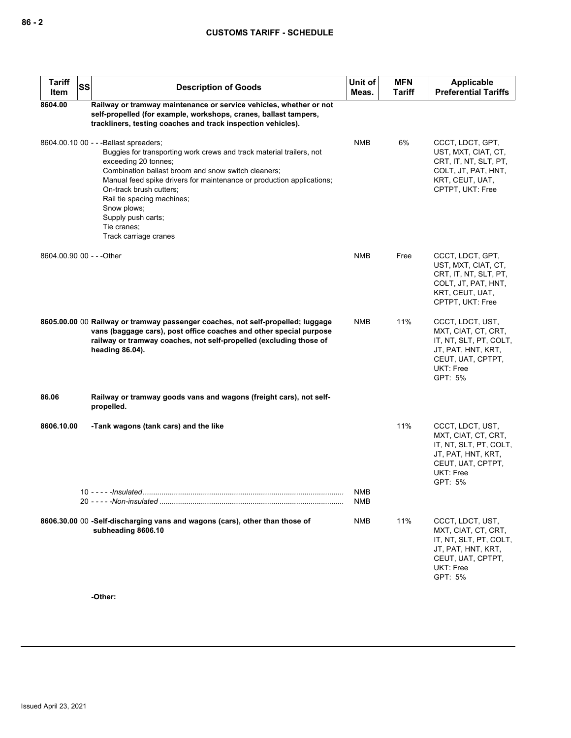| Tariff Item | SS | Description of Goods | Unit of Meas. | MFN Tariff | Applicable Preferential Tariffs |
|---|---|---|---|---|---|
| **8604.00** | | **Railway or tramway maintenance or service vehicles, whether or not self-propelled (for example, workshops, cranes, ballast tampers, trackliners, testing coaches and track inspection vehicles).** | | | |
| 8604.00.10 | 00 | - - -Ballast spreaders;<br>Buggies for transporting work crews and track material trailers, not exceeding 20 tonnes;<br>Combination ballast broom and snow switch cleaners;<br>Manual feed spike drivers for maintenance or production applications;<br>On-track brush cutters;<br>Rail tie spacing machines;<br>Snow plows;<br>Supply push carts;<br>Tie cranes;<br>Track carriage cranes | NMB | 6% | CCCT, LDCT, GPT, UST, MXT, CIAT, CT, CRT, IT, NT, SLT, PT, COLT, JT, PAT, HNT, KRT, CEUT, UAT, CPTPT, UKT: Free |
| 8604.00.90 | 00 | - - -Other | NMB | Free | CCCT, LDCT, GPT, UST, MXT, CIAT, CT, CRT, IT, NT, SLT, PT, COLT, JT, PAT, HNT, KRT, CEUT, UAT, CPTPT, UKT: Free |
| **8605.00.00** | 00 | **Railway or tramway passenger coaches, not self-propelled; luggage vans (baggage cars), post office coaches and other special purpose railway or tramway coaches, not self-propelled (excluding those of heading 86.04).** | NMB | 11% | CCCT, LDCT, UST, MXT, CIAT, CT, CRT, IT, NT, SLT, PT, COLT, JT, PAT, HNT, KRT, CEUT, UAT, CPTPT, UKT: Free<br>GPT: 5% |
| **86.06** | | **Railway or tramway goods vans and wagons (freight cars), not self-propelled.** | | | |
| **8606.10.00** | | **-Tank wagons (tank cars) and the like** | | 11% | CCCT, LDCT, UST, MXT, CIAT, CT, CRT, IT, NT, SLT, PT, COLT, JT, PAT, HNT, KRT, CEUT, UAT, CPTPT, UKT: Free<br>GPT: 5% |
| | 10 | - - - - -*Insulated* | NMB | | |
| | 20 | - - - - -*Non-insulated* | NMB | | |
| **8606.30.00** | 00 | **-Self-discharging vans and wagons (cars), other than those of subheading 8606.10** | NMB | 11% | CCCT, LDCT, UST, MXT, CIAT, CT, CRT, IT, NT, SLT, PT, COLT, JT, PAT, HNT, KRT, CEUT, UAT, CPTPT, UKT: Free<br>GPT: 5% |
| | | **-Other:** | | | |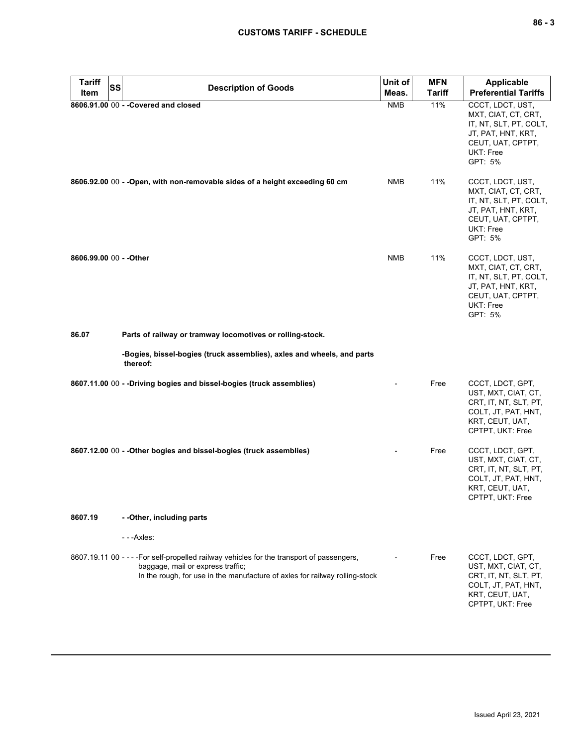| Tariff Item | SS | Description of Goods | Unit of Meas. | MFN Tariff | Applicable Preferential Tariffs |
|---|---|---|---|---|---|
| **8606.91.00** | 00 | **- -Covered and closed** | NMB | 11% | CCCT, LDCT, UST, MXT, CIAT, CT, CRT, IT, NT, SLT, PT, COLT, JT, PAT, HNT, KRT, CEUT, UAT, CPTPT, UKT: Free<br>GPT: 5% |
| **8606.92.00** | 00 | **- -Open, with non-removable sides of a height exceeding 60 cm** | NMB | 11% | CCCT, LDCT, UST, MXT, CIAT, CT, CRT, IT, NT, SLT, PT, COLT, JT, PAT, HNT, KRT, CEUT, UAT, CPTPT, UKT: Free<br>GPT: 5% |
| **8606.99.00** | 00 | **- -Other** | NMB | 11% | CCCT, LDCT, UST, MXT, CIAT, CT, CRT, IT, NT, SLT, PT, COLT, JT, PAT, HNT, KRT, CEUT, UAT, CPTPT, UKT: Free<br>GPT: 5% |
| **86.07** | | **Parts of railway or tramway locomotives or rolling-stock.** | | | |
| | | **-Bogies, bissel-bogies (truck assemblies), axles and wheels, and parts thereof:** | | | |
| **8607.11.00** | 00 | **- -Driving bogies and bissel-bogies (truck assemblies)** | - | Free | CCCT, LDCT, GPT, UST, MXT, CIAT, CT, CRT, IT, NT, SLT, PT, COLT, JT, PAT, HNT, KRT, CEUT, UAT, CPTPT, UKT: Free |
| **8607.12.00** | 00 | **- -Other bogies and bissel-bogies (truck assemblies)** | - | Free | CCCT, LDCT, GPT, UST, MXT, CIAT, CT, CRT, IT, NT, SLT, PT, COLT, JT, PAT, HNT, KRT, CEUT, UAT, CPTPT, UKT: Free |
| **8607.19** | | **- -Other, including parts** | | | |
| | | - - -Axles: | | | |
| 8607.19.11 | 00 | - - - -For self-propelled railway vehicles for the transport of passengers, baggage, mail or express traffic;<br>In the rough, for use in the manufacture of axles for railway rolling-stock | - | Free | CCCT, LDCT, GPT, UST, MXT, CIAT, CT, CRT, IT, NT, SLT, PT, COLT, JT, PAT, HNT, KRT, CEUT, UAT, CPTPT, UKT: Free |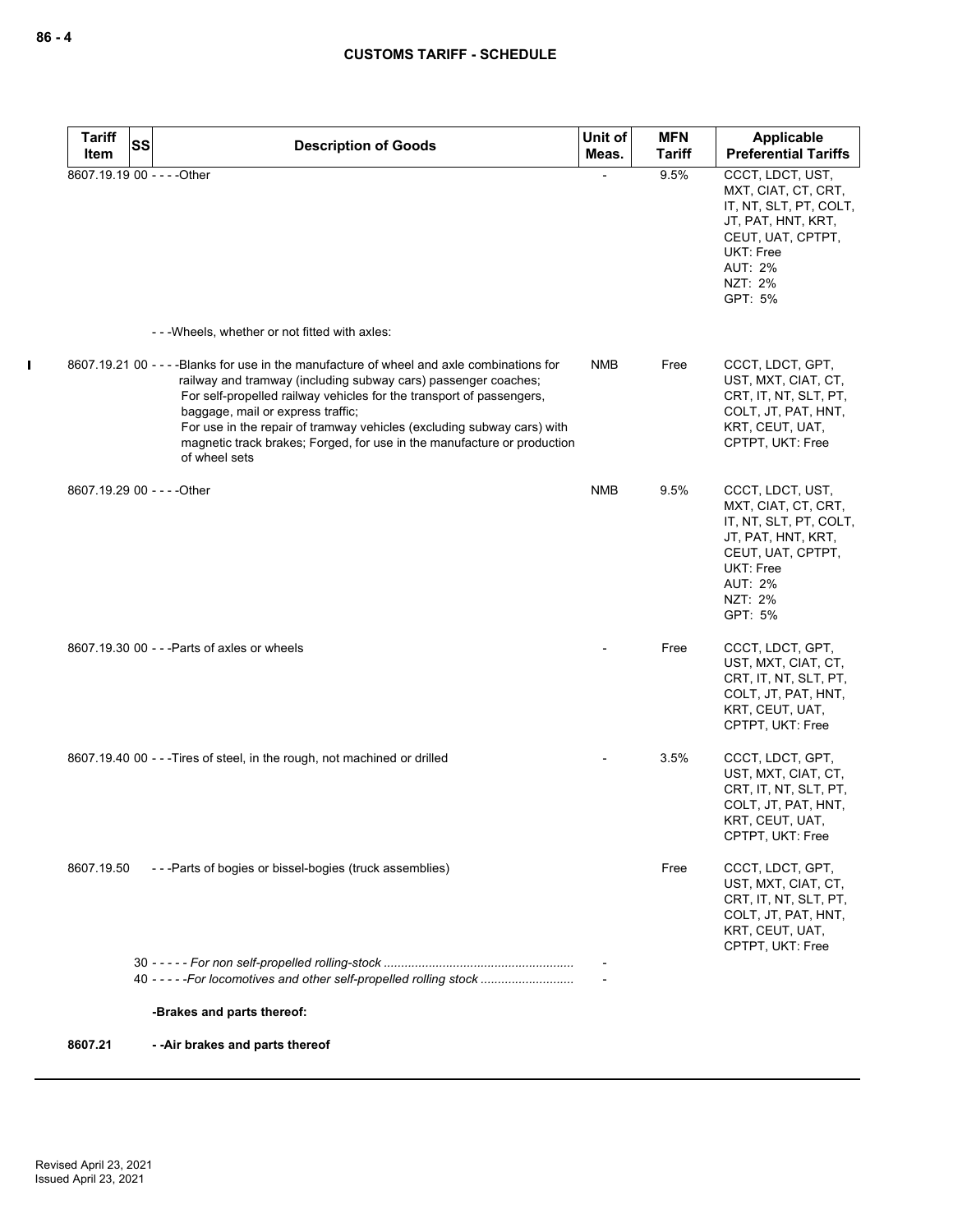| Tariff Item | SS | Description of Goods | Unit of Meas. | MFN Tariff | Applicable Preferential Tariffs |
|---|---|---|---|---|---|
| 8607.19.19 | 00 | - - - -Other | - | 9.5% | CCCT, LDCT, UST, MXT, CIAT, CT, CRT, IT, NT, SLT, PT, COLT, JT, PAT, HNT, KRT, CEUT, UAT, CPTPT, UKT: Free<br>AUT: 2%<br>NZT: 2%<br>GPT: 5% |
| | | - - -Wheels, whether or not fitted with axles: | | | |
| 8607.19.21 | 00 | - - - -Blanks for use in the manufacture of wheel and axle combinations for railway and tramway (including subway cars) passenger coaches;<br>For self-propelled railway vehicles for the transport of passengers, baggage, mail or express traffic;<br>For use in the repair of tramway vehicles (excluding subway cars) with magnetic track brakes; Forged, for use in the manufacture or production of wheel sets | NMB | Free | CCCT, LDCT, GPT, UST, MXT, CIAT, CT, CRT, IT, NT, SLT, PT, COLT, JT, PAT, HNT, KRT, CEUT, UAT, CPTPT, UKT: Free |
| 8607.19.29 | 00 | - - - -Other | NMB | 9.5% | CCCT, LDCT, UST, MXT, CIAT, CT, CRT, IT, NT, SLT, PT, COLT, JT, PAT, HNT, KRT, CEUT, UAT, CPTPT, UKT: Free<br>AUT: 2%<br>NZT: 2%<br>GPT: 5% |
| 8607.19.30 | 00 | - - -Parts of axles or wheels | - | Free | CCCT, LDCT, GPT, UST, MXT, CIAT, CT, CRT, IT, NT, SLT, PT, COLT, JT, PAT, HNT, KRT, CEUT, UAT, CPTPT, UKT: Free |
| 8607.19.40 | 00 | - - -Tires of steel, in the rough, not machined or drilled | - | 3.5% | CCCT, LDCT, GPT, UST, MXT, CIAT, CT, CRT, IT, NT, SLT, PT, COLT, JT, PAT, HNT, KRT, CEUT, UAT, CPTPT, UKT: Free |
| 8607.19.50 | | - - -Parts of bogies or bissel-bogies (truck assemblies) | | Free | CCCT, LDCT, GPT, UST, MXT, CIAT, CT, CRT, IT, NT, SLT, PT, COLT, JT, PAT, HNT, KRT, CEUT, UAT, CPTPT, UKT: Free |
| | 30 | - - - - - *For non self-propelled rolling-stock* | - | | |
| | 40 | - - - - -*For locomotives and other self-propelled rolling stock* | - | | |
| | | **-Brakes and parts thereof:** | | | |
| **8607.21** | | **- -Air brakes and parts thereof** | | | |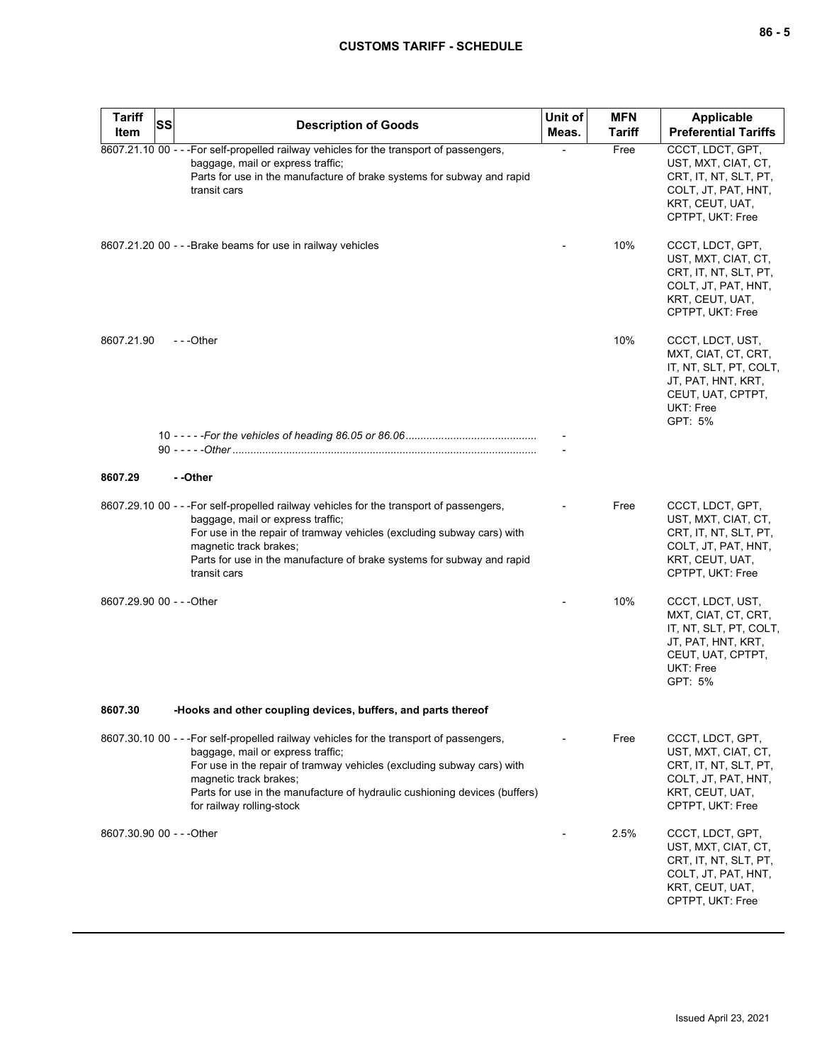| Tariff Item | SS | Description of Goods | Unit of Meas. | MFN Tariff | Applicable Preferential Tariffs |
|---|---|---|---|---|---|
| 8607.21.10 00 | | - - -For self-propelled railway vehicles for the transport of passengers, baggage, mail or express traffic;<br>Parts for use in the manufacture of brake systems for subway and rapid transit cars | - | Free | CCCT, LDCT, GPT, UST, MXT, CIAT, CT, CRT, IT, NT, SLT, PT, COLT, JT, PAT, HNT, KRT, CEUT, UAT, CPTPT, UKT: Free |
| 8607.21.20 00 | | - - -Brake beams for use in railway vehicles | - | 10% | CCCT, LDCT, GPT, UST, MXT, CIAT, CT, CRT, IT, NT, SLT, PT, COLT, JT, PAT, HNT, KRT, CEUT, UAT, CPTPT, UKT: Free |
| 8607.21.90 | | - - -Other | | 10% | CCCT, LDCT, UST, MXT, CIAT, CT, CRT, IT, NT, SLT, PT, COLT, JT, PAT, HNT, KRT, CEUT, UAT, CPTPT, UKT: Free<br>GPT: 5% |
| | | 10 - - - - -*For the vehicles of heading 86.05 or 86.06* | - | | |
| | | 90 - - - - -*Other* | - | | |
| **8607.29** | | **- -Other** | | | |
| 8607.29.10 00 | | - - -For self-propelled railway vehicles for the transport of passengers, baggage, mail or express traffic;<br>For use in the repair of tramway vehicles (excluding subway cars) with magnetic track brakes;<br>Parts for use in the manufacture of brake systems for subway and rapid transit cars | - | Free | CCCT, LDCT, GPT, UST, MXT, CIAT, CT, CRT, IT, NT, SLT, PT, COLT, JT, PAT, HNT, KRT, CEUT, UAT, CPTPT, UKT: Free |
| 8607.29.90 00 | | - - -Other | - | 10% | CCCT, LDCT, UST, MXT, CIAT, CT, CRT, IT, NT, SLT, PT, COLT, JT, PAT, HNT, KRT, CEUT, UAT, CPTPT, UKT: Free<br>GPT: 5% |
| **8607.30** | | **-Hooks and other coupling devices, buffers, and parts thereof** | | | |
| 8607.30.10 00 | | - - -For self-propelled railway vehicles for the transport of passengers, baggage, mail or express traffic;<br>For use in the repair of tramway vehicles (excluding subway cars) with magnetic track brakes;<br>Parts for use in the manufacture of hydraulic cushioning devices (buffers) for railway rolling-stock | - | Free | CCCT, LDCT, GPT, UST, MXT, CIAT, CT, CRT, IT, NT, SLT, PT, COLT, JT, PAT, HNT, KRT, CEUT, UAT, CPTPT, UKT: Free |
| 8607.30.90 00 | | - - -Other | - | 2.5% | CCCT, LDCT, GPT, UST, MXT, CIAT, CT, CRT, IT, NT, SLT, PT, COLT, JT, PAT, HNT, KRT, CEUT, UAT, CPTPT, UKT: Free |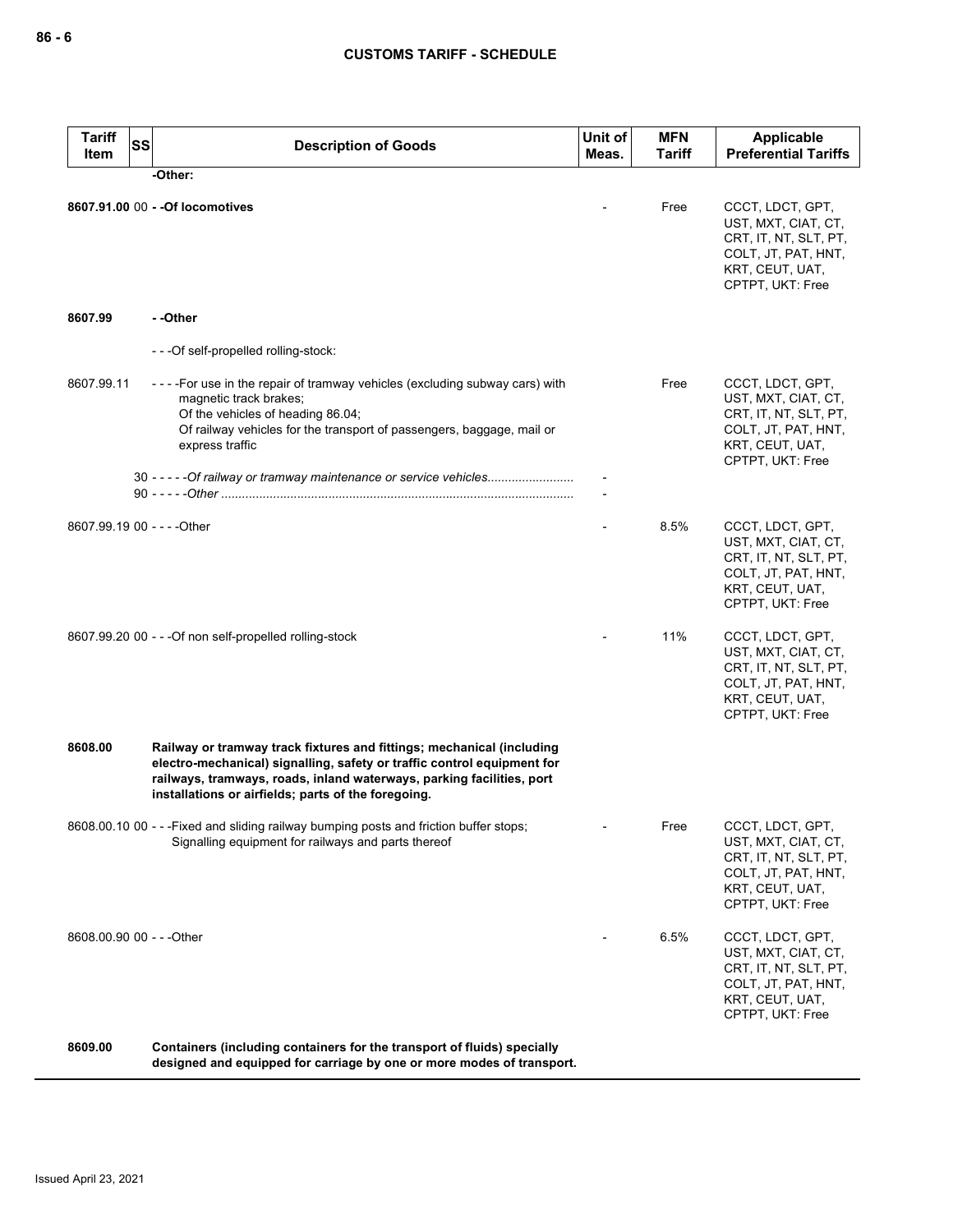| Tariff Item | SS | Description of Goods | Unit of Meas. | MFN Tariff | Applicable Preferential Tariffs |
|---|---|---|---|---|---|
| | | **-Other:** | | | |
| **8607.91.00** | 00 | **- -Of locomotives** | - | Free | CCCT, LDCT, GPT, UST, MXT, CIAT, CT, CRT, IT, NT, SLT, PT, COLT, JT, PAT, HNT, KRT, CEUT, UAT, CPTPT, UKT: Free |
| **8607.99** | | **- -Other** | | | |
| | | - - -Of self-propelled rolling-stock: | | | |
| 8607.99.11 | | - - - -For use in the repair of tramway vehicles (excluding subway cars) with magnetic track brakes;<br>Of the vehicles of heading 86.04;<br>Of railway vehicles for the transport of passengers, baggage, mail or express traffic | | Free | CCCT, LDCT, GPT, UST, MXT, CIAT, CT, CRT, IT, NT, SLT, PT, COLT, JT, PAT, HNT, KRT, CEUT, UAT, CPTPT, UKT: Free |
| | 30 | - - - - -*Of railway or tramway maintenance or service vehicles*........................ | - | | |
| | 90 | - - - - -*Other* ..................................................................................................... | - | | |
| 8607.99.19 | 00 | - - - -Other | - | 8.5% | CCCT, LDCT, GPT, UST, MXT, CIAT, CT, CRT, IT, NT, SLT, PT, COLT, JT, PAT, HNT, KRT, CEUT, UAT, CPTPT, UKT: Free |
| 8607.99.20 | 00 | - - -Of non self-propelled rolling-stock | - | 11% | CCCT, LDCT, GPT, UST, MXT, CIAT, CT, CRT, IT, NT, SLT, PT, COLT, JT, PAT, HNT, KRT, CEUT, UAT, CPTPT, UKT: Free |
| **8608.00** | | **Railway or tramway track fixtures and fittings; mechanical (including electro-mechanical) signalling, safety or traffic control equipment for railways, tramways, roads, inland waterways, parking facilities, port installations or airfields; parts of the foregoing.** | | | |
| 8608.00.10 | 00 | - - -Fixed and sliding railway bumping posts and friction buffer stops;<br>Signalling equipment for railways and parts thereof | - | Free | CCCT, LDCT, GPT, UST, MXT, CIAT, CT, CRT, IT, NT, SLT, PT, COLT, JT, PAT, HNT, KRT, CEUT, UAT, CPTPT, UKT: Free |
| 8608.00.90 | 00 | - - -Other | - | 6.5% | CCCT, LDCT, GPT, UST, MXT, CIAT, CT, CRT, IT, NT, SLT, PT, COLT, JT, PAT, HNT, KRT, CEUT, UAT, CPTPT, UKT: Free |
| **8609.00** | | **Containers (including containers for the transport of fluids) specially designed and equipped for carriage by one or more modes of transport.** | | | |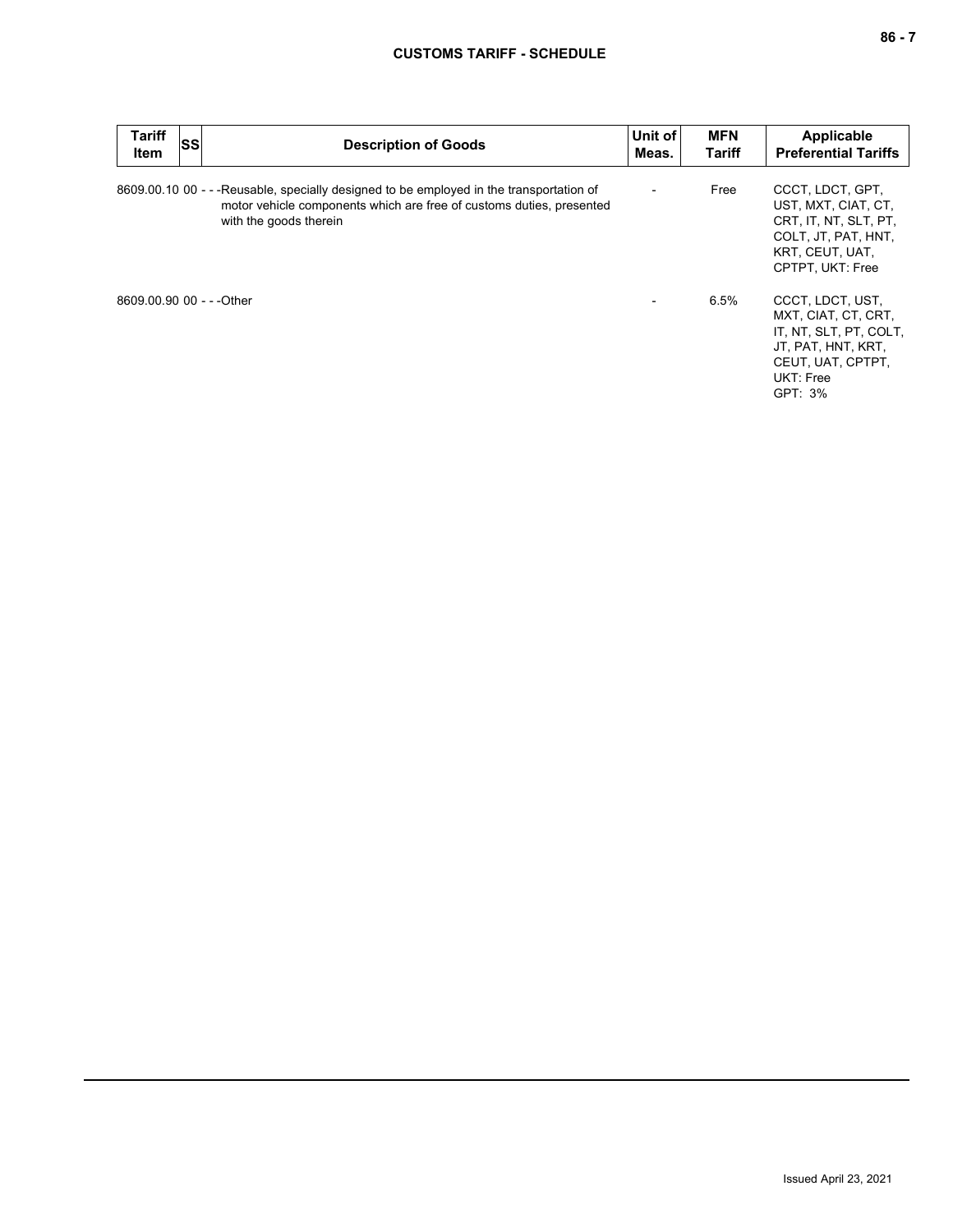| Tariff Item | SS | Description of Goods | Unit of Meas. | MFN Tariff | Applicable Preferential Tariffs |
|---|---|---|---|---|---|
| 8609.00.10 | 00 | - - -Reusable, specially designed to be employed in the transportation of motor vehicle components which are free of customs duties, presented with the goods therein | - | Free | CCCT, LDCT, GPT, UST, MXT, CIAT, CT, CRT, IT, NT, SLT, PT, COLT, JT, PAT, HNT, KRT, CEUT, UAT, CPTPT, UKT: Free |
| 8609.00.90 | 00 | - - -Other | - | 6.5% | CCCT, LDCT, UST, MXT, CIAT, CT, CRT, IT, NT, SLT, PT, COLT, JT, PAT, HNT, KRT, CEUT, UAT, CPTPT, UKT: Free<br>GPT: 3% |